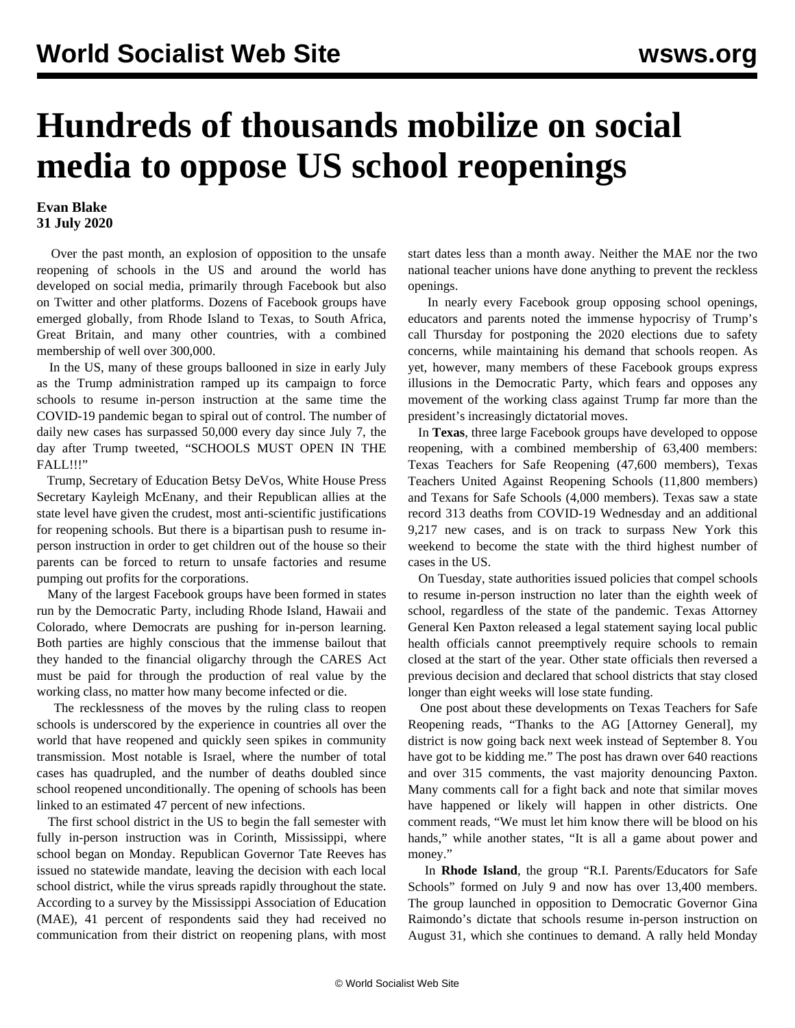# Hundreds of thousands mobilize on social media to oppose US school reopenings

**Evan Blake**
**31 July 2020**

Over the past month, an explosion of opposition to the unsafe reopening of schools in the US and around the world has developed on social media, primarily through Facebook but also on Twitter and other platforms. Dozens of Facebook groups have emerged globally, from Rhode Island to Texas, to South Africa, Great Britain, and many other countries, with a combined membership of well over 300,000.

In the US, many of these groups ballooned in size in early July as the Trump administration ramped up its campaign to force schools to resume in-person instruction at the same time the COVID-19 pandemic began to spiral out of control. The number of daily new cases has surpassed 50,000 every day since July 7, the day after Trump tweeted, "SCHOOLS MUST OPEN IN THE FALL!!!"

Trump, Secretary of Education Betsy DeVos, White House Press Secretary Kayleigh McEnany, and their Republican allies at the state level have given the crudest, most anti-scientific justifications for reopening schools. But there is a bipartisan push to resume in-person instruction in order to get children out of the house so their parents can be forced to return to unsafe factories and resume pumping out profits for the corporations.

Many of the largest Facebook groups have been formed in states run by the Democratic Party, including Rhode Island, Hawaii and Colorado, where Democrats are pushing for in-person learning. Both parties are highly conscious that the immense bailout that they handed to the financial oligarchy through the CARES Act must be paid for through the production of real value by the working class, no matter how many become infected or die.

The recklessness of the moves by the ruling class to reopen schools is underscored by the experience in countries all over the world that have reopened and quickly seen spikes in community transmission. Most notable is Israel, where the number of total cases has quadrupled, and the number of deaths doubled since school reopened unconditionally. The opening of schools has been linked to an estimated 47 percent of new infections.

The first school district in the US to begin the fall semester with fully in-person instruction was in Corinth, Mississippi, where school began on Monday. Republican Governor Tate Reeves has issued no statewide mandate, leaving the decision with each local school district, while the virus spreads rapidly throughout the state. According to a survey by the Mississippi Association of Education (MAE), 41 percent of respondents said they had received no communication from their district on reopening plans, with most start dates less than a month away. Neither the MAE nor the two national teacher unions have done anything to prevent the reckless openings.

In nearly every Facebook group opposing school openings, educators and parents noted the immense hypocrisy of Trump's call Thursday for postponing the 2020 elections due to safety concerns, while maintaining his demand that schools reopen. As yet, however, many members of these Facebook groups express illusions in the Democratic Party, which fears and opposes any movement of the working class against Trump far more than the president's increasingly dictatorial moves.

In **Texas**, three large Facebook groups have developed to oppose reopening, with a combined membership of 63,400 members: Texas Teachers for Safe Reopening (47,600 members), Texas Teachers United Against Reopening Schools (11,800 members) and Texans for Safe Schools (4,000 members). Texas saw a state record 313 deaths from COVID-19 Wednesday and an additional 9,217 new cases, and is on track to surpass New York this weekend to become the state with the third highest number of cases in the US.

On Tuesday, state authorities issued policies that compel schools to resume in-person instruction no later than the eighth week of school, regardless of the state of the pandemic. Texas Attorney General Ken Paxton released a legal statement saying local public health officials cannot preemptively require schools to remain closed at the start of the year. Other state officials then reversed a previous decision and declared that school districts that stay closed longer than eight weeks will lose state funding.

One post about these developments on Texas Teachers for Safe Reopening reads, "Thanks to the AG [Attorney General], my district is now going back next week instead of September 8. You have got to be kidding me." The post has drawn over 640 reactions and over 315 comments, the vast majority denouncing Paxton. Many comments call for a fight back and note that similar moves have happened or likely will happen in other districts. One comment reads, "We must let him know there will be blood on his hands," while another states, "It is all a game about power and money."

In **Rhode Island**, the group "R.I. Parents/Educators for Safe Schools" formed on July 9 and now has over 13,400 members. The group launched in opposition to Democratic Governor Gina Raimondo's dictate that schools resume in-person instruction on August 31, which she continues to demand. A rally held Monday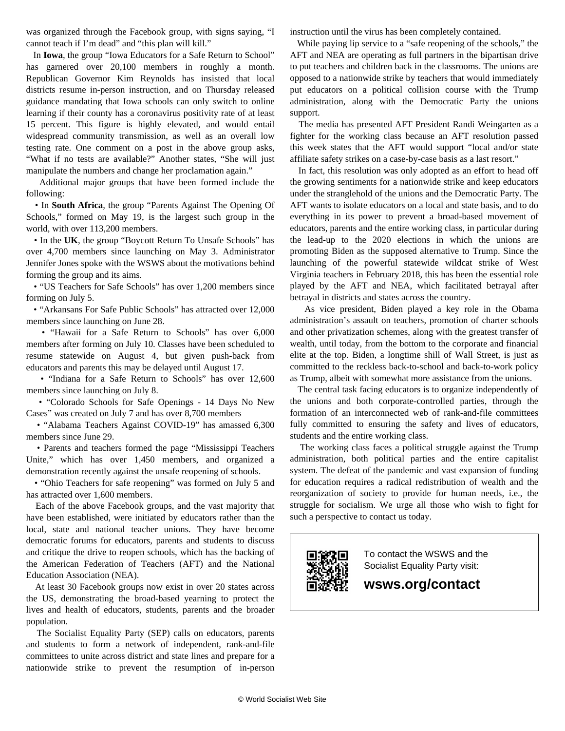was organized through the Facebook group, with signs saying, "I cannot teach if I'm dead" and "this plan will kill."

In **Iowa**, the group "Iowa Educators for a Safe Return to School" has garnered over 20,100 members in roughly a month. Republican Governor Kim Reynolds has insisted that local districts resume in-person instruction, and on Thursday released guidance mandating that Iowa schools can only switch to online learning if their county has a coronavirus positivity rate of at least 15 percent. This figure is highly elevated, and would entail widespread community transmission, as well as an overall low testing rate. One comment on a post in the above group asks, "What if no tests are available?" Another states, "She will just manipulate the numbers and change her proclamation again."

Additional major groups that have been formed include the following:

- In **South Africa**, the group "Parents Against The Opening Of Schools," formed on May 19, is the largest such group in the world, with over 113,200 members.
- In the **UK**, the group "Boycott Return To Unsafe Schools" has over 4,700 members since launching on May 3. Administrator Jennifer Jones spoke with the WSWS about the motivations behind forming the group and its aims.
- "US Teachers for Safe Schools" has over 1,200 members since forming on July 5.
- "Arkansans For Safe Public Schools" has attracted over 12,000 members since launching on June 28.
- "Hawaii for a Safe Return to Schools" has over 6,000 members after forming on July 10. Classes have been scheduled to resume statewide on August 4, but given push-back from educators and parents this may be delayed until August 17.
- "Indiana for a Safe Return to Schools" has over 12,600 members since launching on July 8.
- "Colorado Schools for Safe Openings - 14 Days No New Cases" was created on July 7 and has over 8,700 members
- "Alabama Teachers Against COVID-19" has amassed 6,300 members since June 29.
- Parents and teachers formed the page "Mississippi Teachers Unite," which has over 1,450 members, and organized a demonstration recently against the unsafe reopening of schools.
- "Ohio Teachers for safe reopening" was formed on July 5 and has attracted over 1,600 members.

Each of the above Facebook groups, and the vast majority that have been established, were initiated by educators rather than the local, state and national teacher unions. They have become democratic forums for educators, parents and students to discuss and critique the drive to reopen schools, which has the backing of the American Federation of Teachers (AFT) and the National Education Association (NEA).

At least 30 Facebook groups now exist in over 20 states across the US, demonstrating the broad-based yearning to protect the lives and health of educators, students, parents and the broader population.

The Socialist Equality Party (SEP) calls on educators, parents and students to form a network of independent, rank-and-file committees to unite across district and state lines and prepare for a nationwide strike to prevent the resumption of in-person instruction until the virus has been completely contained.

While paying lip service to a "safe reopening of the schools," the AFT and NEA are operating as full partners in the bipartisan drive to put teachers and children back in the classrooms. The unions are opposed to a nationwide strike by teachers that would immediately put educators on a political collision course with the Trump administration, along with the Democratic Party the unions support.

The media has presented AFT President Randi Weingarten as a fighter for the working class because an AFT resolution passed this week states that the AFT would support "local and/or state affiliate safety strikes on a case-by-case basis as a last resort."

In fact, this resolution was only adopted as an effort to head off the growing sentiments for a nationwide strike and keep educators under the stranglehold of the unions and the Democratic Party. The AFT wants to isolate educators on a local and state basis, and to do everything in its power to prevent a broad-based movement of educators, parents and the entire working class, in particular during the lead-up to the 2020 elections in which the unions are promoting Biden as the supposed alternative to Trump. Since the launching of the powerful statewide wildcat strike of West Virginia teachers in February 2018, this has been the essential role played by the AFT and NEA, which facilitated betrayal after betrayal in districts and states across the country.

As vice president, Biden played a key role in the Obama administration's assault on teachers, promotion of charter schools and other privatization schemes, along with the greatest transfer of wealth, until today, from the bottom to the corporate and financial elite at the top. Biden, a longtime shill of Wall Street, is just as committed to the reckless back-to-school and back-to-work policy as Trump, albeit with somewhat more assistance from the unions.

The central task facing educators is to organize independently of the unions and both corporate-controlled parties, through the formation of an interconnected web of rank-and-file committees fully committed to ensuring the safety and lives of educators, students and the entire working class.

The working class faces a political struggle against the Trump administration, both political parties and the entire capitalist system. The defeat of the pandemic and vast expansion of funding for education requires a radical redistribution of wealth and the reorganization of society to provide for human needs, i.e., the struggle for socialism. We urge all those who wish to fight for such a perspective to contact us today.

To contact the WSWS and the Socialist Equality Party visit:

**wsws.org/contact**